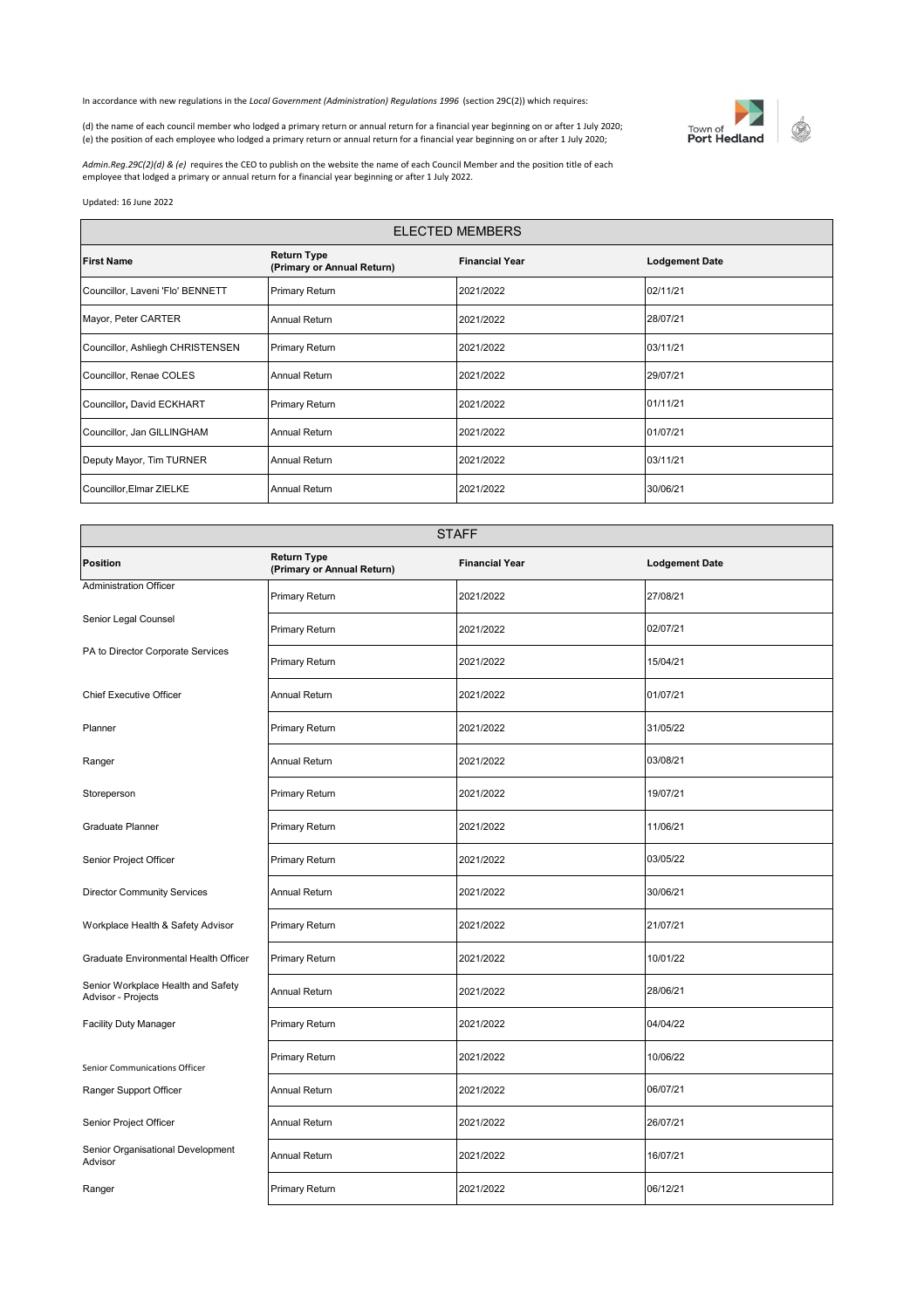In accordance with new regulations in the *Local Government (Administration) Regulations 1996* (section 29C(2)) which requires:

(d) the name of each council member who lodged a primary return or annual return for a financial year beginning on or after 1 July 2020;
(e) the position of each employee who lodged a primary return or annual return for a financial year beginning on or after 1 July 2020;

*Admin.Reg.29C(2)(d) & (e)* requires the CEO to publish on the website the name of each Council Member and the position title of each employee that lodged a primary or annual return for a financial year beginning or after 1 July 2022.

Updated: 16 June 2022

| ELECTED MEMBERS | | | |
|---|---|---|---|
| **First Name** | **Return Type (Primary or Annual Return)** | **Financial Year** | **Lodgement Date** |
| Councillor, Laveni 'Flo' BENNETT | Primary Return | 2021/2022 | 02/11/21 |
| Mayor, Peter CARTER | Annual Return | 2021/2022 | 28/07/21 |
| Councillor, Ashliegh CHRISTENSEN | Primary Return | 2021/2022 | 03/11/21 |
| Councillor, Renae COLES | Annual Return | 2021/2022 | 29/07/21 |
| Councillor, David ECKHART | Primary Return | 2021/2022 | 01/11/21 |
| Councillor, Jan GILLINGHAM | Annual Return | 2021/2022 | 01/07/21 |
| Deputy Mayor, Tim TURNER | Annual Return | 2021/2022 | 03/11/21 |
| Councillor,Elmar ZIELKE | Annual Return | 2021/2022 | 30/06/21 |

| STAFF | | | |
|---|---|---|---|
| **Position** | **Return Type (Primary or Annual Return)** | **Financial Year** | **Lodgement Date** |
| Administration Officer | Primary Return | 2021/2022 | 27/08/21 |
| Senior Legal Counsel | Primary Return | 2021/2022 | 02/07/21 |
| PA to Director Corporate Services | Primary Return | 2021/2022 | 15/04/21 |
| Chief Executive Officer | Annual Return | 2021/2022 | 01/07/21 |
| Planner | Primary Return | 2021/2022 | 31/05/22 |
| Ranger | Annual Return | 2021/2022 | 03/08/21 |
| Storeperson | Primary Return | 2021/2022 | 19/07/21 |
| Graduate Planner | Primary Return | 2021/2022 | 11/06/21 |
| Senior Project Officer | Primary Return | 2021/2022 | 03/05/22 |
| Director Community Services | Annual Return | 2021/2022 | 30/06/21 |
| Workplace Health & Safety Advisor | Primary Return | 2021/2022 | 21/07/21 |
| Graduate Environmental Health Officer | Primary Return | 2021/2022 | 10/01/22 |
| Senior Workplace Health and Safety Advisor - Projects | Annual Return | 2021/2022 | 28/06/21 |
| Facility Duty Manager | Primary Return | 2021/2022 | 04/04/22 |
| Senior Communications Officer | Primary Return | 2021/2022 | 10/06/22 |
| Ranger Support Officer | Annual Return | 2021/2022 | 06/07/21 |
| Senior Project Officer | Annual Return | 2021/2022 | 26/07/21 |
| Senior Organisational Development Advisor | Annual Return | 2021/2022 | 16/07/21 |
| Ranger | Primary Return | 2021/2022 | 06/12/21 |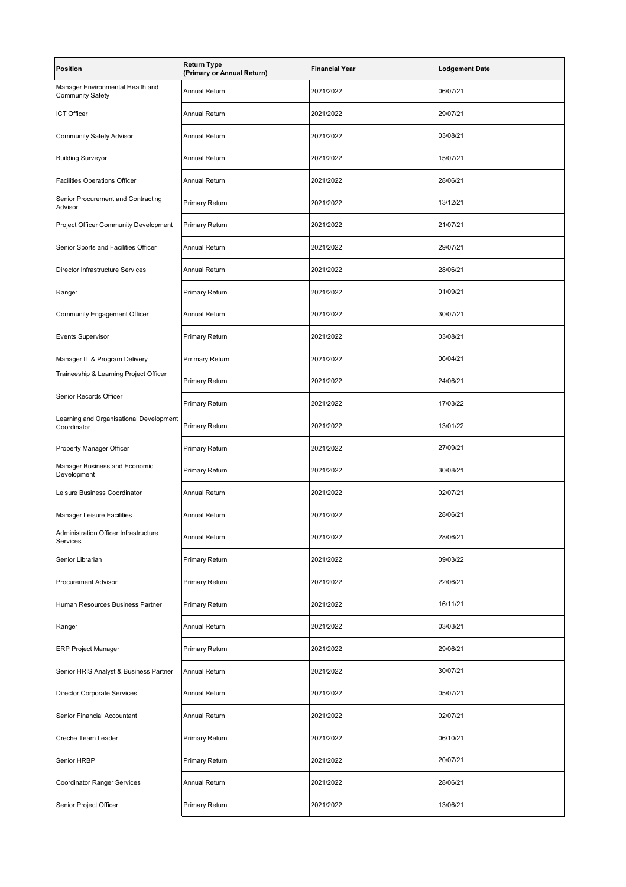| Position | Return Type (Primary or Annual Return) | Financial Year | Lodgement Date |
|---|---|---|---|
| Manager Environmental Health and Community Safety | Annual Return | 2021/2022 | 06/07/21 |
| ICT Officer | Annual Return | 2021/2022 | 29/07/21 |
| Community Safety Advisor | Annual Return | 2021/2022 | 03/08/21 |
| Building Surveyor | Annual Return | 2021/2022 | 15/07/21 |
| Facilities Operations Officer | Annual Return | 2021/2022 | 28/06/21 |
| Senior Procurement and Contracting Advisor | Primary Return | 2021/2022 | 13/12/21 |
| Project Officer Community Development | Primary Return | 2021/2022 | 21/07/21 |
| Senior Sports and Facilities Officer | Annual Return | 2021/2022 | 29/07/21 |
| Director Infrastructure Services | Annual Return | 2021/2022 | 28/06/21 |
| Ranger | Primary Return | 2021/2022 | 01/09/21 |
| Community Engagement Officer | Annual Return | 2021/2022 | 30/07/21 |
| Events Supervisor | Primary Return | 2021/2022 | 03/08/21 |
| Manager IT & Program Delivery | Prrimary Return | 2021/2022 | 06/04/21 |
| Traineeship & Learning Project Officer | Primary Return | 2021/2022 | 24/06/21 |
| Senior Records Officer | Primary Return | 2021/2022 | 17/03/22 |
| Learning and Organisational Development Coordinator | Primary Return | 2021/2022 | 13/01/22 |
| Property Manager Officer | Primary Return | 2021/2022 | 27/09/21 |
| Manager Business and Economic Development | Primary Return | 2021/2022 | 30/08/21 |
| Leisure Business Coordinator | Annual Return | 2021/2022 | 02/07/21 |
| Manager Leisure Facilities | Annual Return | 2021/2022 | 28/06/21 |
| Administration Officer Infrastructure Services | Annual Return | 2021/2022 | 28/06/21 |
| Senior Librarian | Primary Return | 2021/2022 | 09/03/22 |
| Procurement Advisor | Primary Return | 2021/2022 | 22/06/21 |
| Human Resources Business Partner | Primary Return | 2021/2022 | 16/11/21 |
| Ranger | Annual Return | 2021/2022 | 03/03/21 |
| ERP Project Manager | Primary Return | 2021/2022 | 29/06/21 |
| Senior HRIS Analyst & Business Partner | Annual Return | 2021/2022 | 30/07/21 |
| Director Corporate Services | Annual Return | 2021/2022 | 05/07/21 |
| Senior Financial Accountant | Annual Return | 2021/2022 | 02/07/21 |
| Creche Team Leader | Primary Return | 2021/2022 | 06/10/21 |
| Senior HRBP | Primary Return | 2021/2022 | 20/07/21 |
| Coordinator Ranger Services | Annual Return | 2021/2022 | 28/06/21 |
| Senior Project Officer | Primary Return | 2021/2022 | 13/06/21 |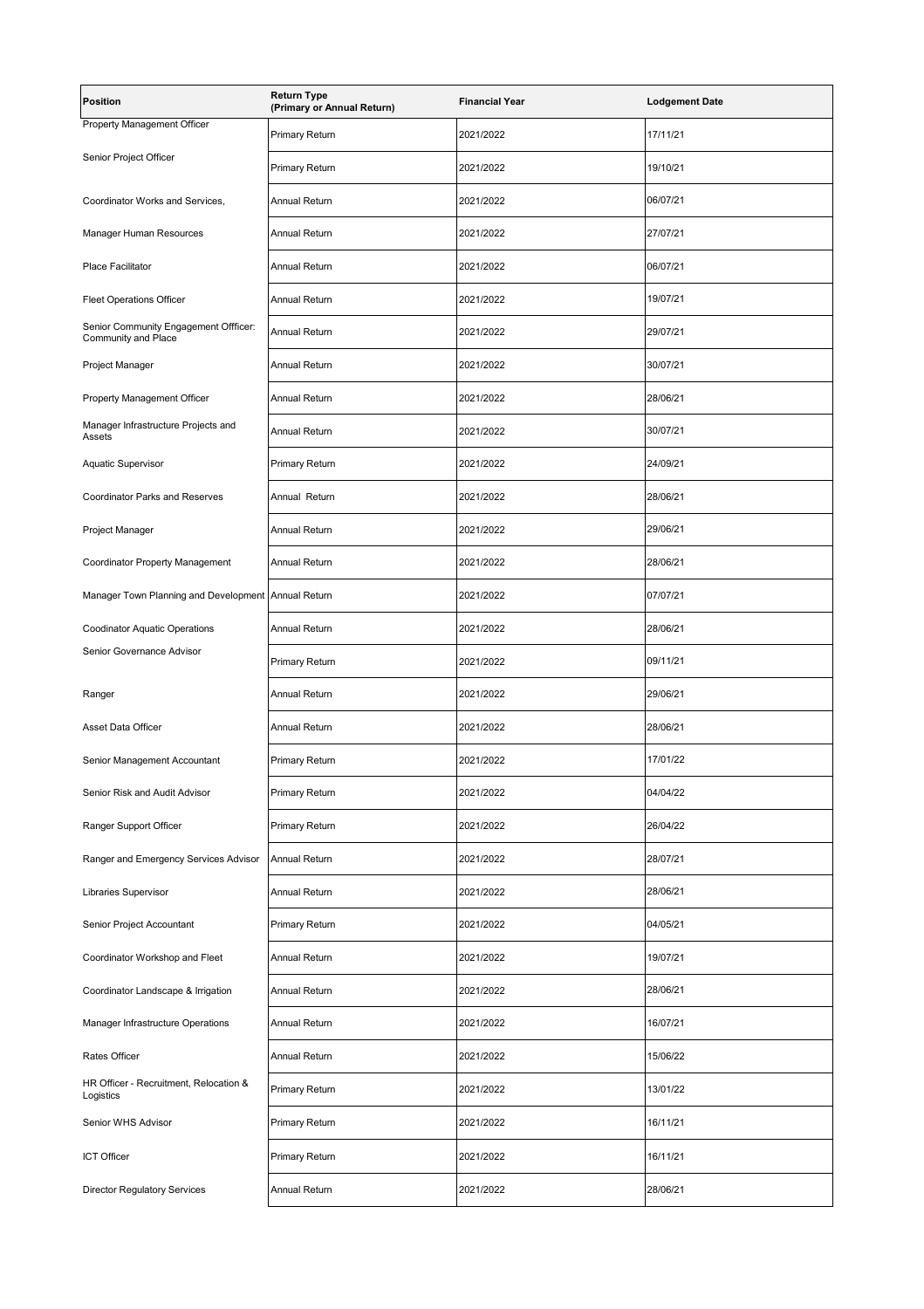| Position | Return Type (Primary or Annual Return) | Financial Year | Lodgement Date |
|---|---|---|---|
| Property Management Officer | Primary Return | 2021/2022 | 17/11/21 |
| Senior Project Officer | Primary Return | 2021/2022 | 19/10/21 |
| Coordinator Works and Services, | Annual Return | 2021/2022 | 06/07/21 |
| Manager Human Resources | Annual Return | 2021/2022 | 27/07/21 |
| Place Facilitator | Annual Return | 2021/2022 | 06/07/21 |
| Fleet Operations Officer | Annual Return | 2021/2022 | 19/07/21 |
| Senior Community Engagement Offficer: Community and Place | Annual Return | 2021/2022 | 29/07/21 |
| Project Manager | Annual Return | 2021/2022 | 30/07/21 |
| Property Management Officer | Annual Return | 2021/2022 | 28/06/21 |
| Manager Infrastructure Projects and Assets | Annual Return | 2021/2022 | 30/07/21 |
| Aquatic Supervisor | Primary Return | 2021/2022 | 24/09/21 |
| Coordinator Parks and Reserves | Annual Return | 2021/2022 | 28/06/21 |
| Project Manager | Annual Return | 2021/2022 | 29/06/21 |
| Coordinator Property Management | Annual Return | 2021/2022 | 28/06/21 |
| Manager Town Planning and Development | Annual Return | 2021/2022 | 07/07/21 |
| Coodinator Aquatic Operations | Annual Return | 2021/2022 | 28/06/21 |
| Senior Governance Advisor | Primary Return | 2021/2022 | 09/11/21 |
| Ranger | Annual Return | 2021/2022 | 29/06/21 |
| Asset Data Officer | Annual Return | 2021/2022 | 28/06/21 |
| Senior Management Accountant | Primary Return | 2021/2022 | 17/01/22 |
| Senior Risk and Audit Advisor | Primary Return | 2021/2022 | 04/04/22 |
| Ranger Support Officer | Primary Return | 2021/2022 | 26/04/22 |
| Ranger and Emergency Services Advisor | Annual Return | 2021/2022 | 28/07/21 |
| Libraries Supervisor | Annual Return | 2021/2022 | 28/06/21 |
| Senior Project Accountant | Primary Return | 2021/2022 | 04/05/21 |
| Coordinator Workshop and Fleet | Annual Return | 2021/2022 | 19/07/21 |
| Coordinator Landscape & Irrigation | Annual Return | 2021/2022 | 28/06/21 |
| Manager Infrastructure Operations | Annual Return | 2021/2022 | 16/07/21 |
| Rates Officer | Annual Return | 2021/2022 | 15/06/22 |
| HR Officer - Recruitment, Relocation & Logistics | Primary Return | 2021/2022 | 13/01/22 |
| Senior WHS Advisor | Primary Return | 2021/2022 | 16/11/21 |
| ICT Officer | Primary Return | 2021/2022 | 16/11/21 |
| Director Regulatory Services | Annual Return | 2021/2022 | 28/06/21 |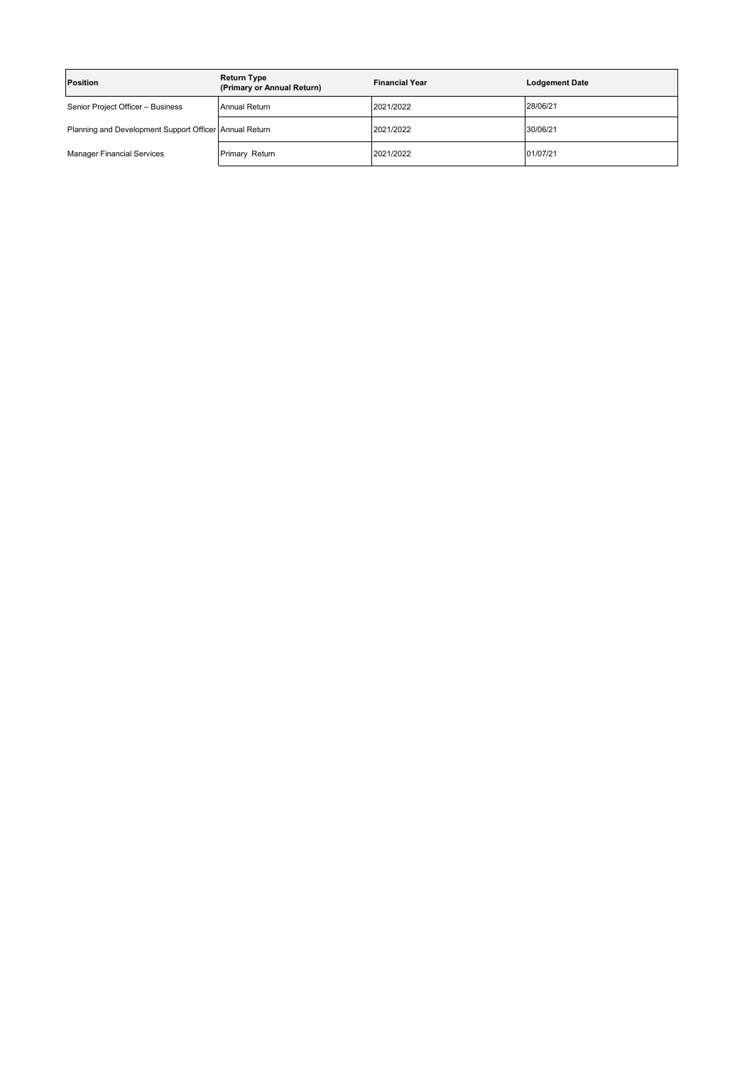| Position | Return Type (Primary or Annual Return) | Financial Year | Lodgement Date |
|---|---|---|---|
| Senior Project Officer – Business | Annual Return | 2021/2022 | 28/06/21 |
| Planning and Development Support Officer | Annual Return | 2021/2022 | 30/06/21 |
| Manager Financial Services | Primary Return | 2021/2022 | 01/07/21 |